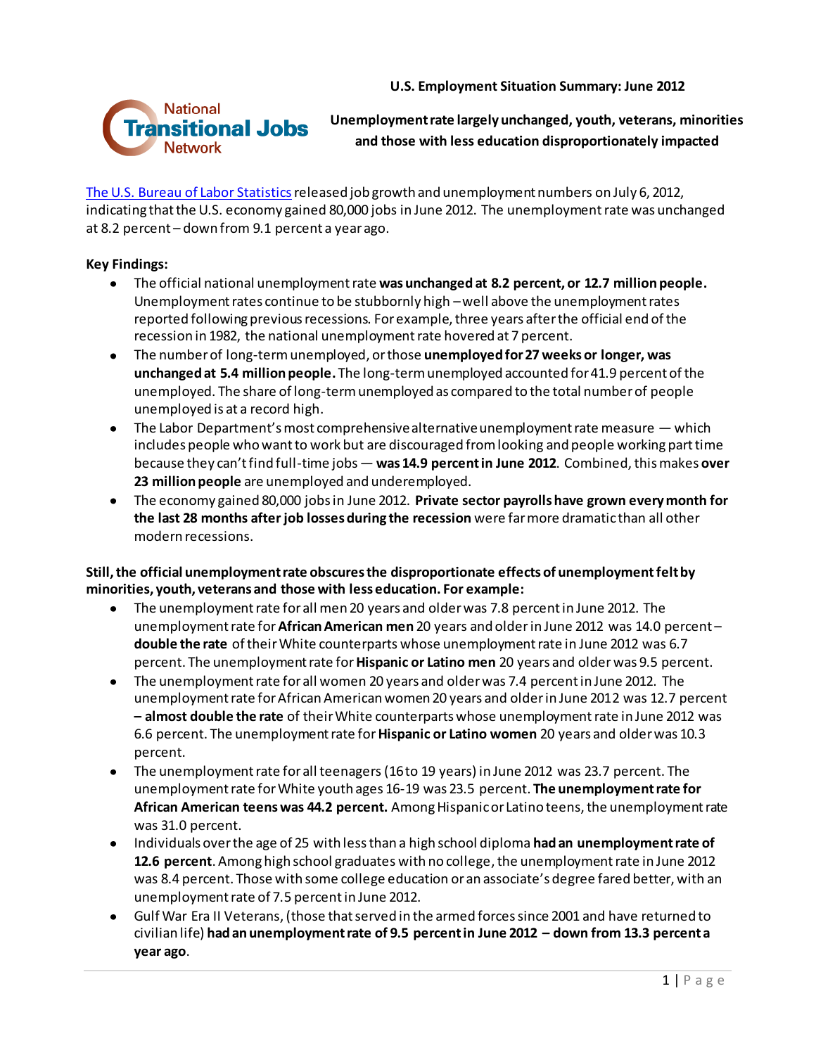# U.S. Employment Situation Summary: June 2012

## Unemployment rate largely unchanged, youth, veterans, minorities and those with less education disproportionately impacted

[The U.S. Bureau of Labor Statistics] released job growth and unemployment numbers on July 6, 2012, indicating that the U.S. economy gained 80,000 jobs in June 2012. The unemployment rate was unchanged at 8.2 percent – down from 9.1 percent a year ago.

**Key Findings:**

- The official national unemployment rate **was unchanged at 8.2 percent, or 12.7 million people.** Unemployment rates continue to be stubbornly high – well above the unemployment rates reported following previous recessions. For example, three years after the official end of the recession in 1982, the national unemployment rate hovered at 7 percent.
- The number of long-term unemployed, or those **unemployed for 27 weeks or longer, was unchanged at 5.4 million people.** The long-term unemployed accounted for 41.9 percent of the unemployed. The share of long-term unemployed as compared to the total number of people unemployed is at a record high.
- The Labor Department's most comprehensive alternative unemployment rate measure — which includes people who want to work but are discouraged from looking and people working part time because they can't find full-time jobs — **was 14.9 percent in June 2012**. Combined, this makes **over 23 million people** are unemployed and underemployed.
- The economy gained 80,000 jobs in June 2012. **Private sector payrolls have grown every month for the last 28 months after job losses during the recession** were far more dramatic than all other modern recessions.

**Still, the official unemployment rate obscures the disproportionate effects of unemployment felt by minorities, youth, veterans and those with less education. For example:**

- The unemployment rate for all men 20 years and older was 7.8 percent in June 2012. The unemployment rate for **African American men** 20 years and older in June 2012 was 14.0 percent – **double the rate** of their White counterparts whose unemployment rate in June 2012 was 6.7 percent. The unemployment rate for **Hispanic or Latino men** 20 years and older was 9.5 percent.
- The unemployment rate for all women 20 years and older was 7.4 percent in June 2012. The unemployment rate for African American women 20 years and older in June 2012 was 12.7 percent **– almost double the rate** of their White counterparts whose unemployment rate in June 2012 was 6.6 percent. The unemployment rate for **Hispanic or Latino women** 20 years and older was 10.3 percent.
- The unemployment rate for all teenagers (16 to 19 years) in June 2012 was 23.7 percent. The unemployment rate for White youth ages 16-19 was 23.5 percent. **The unemployment rate for African American teens was 44.2 percent.** Among Hispanic or Latino teens, the unemployment rate was 31.0 percent.
- Individuals over the age of 25 with less than a high school diploma **had an unemployment rate of 12.6 percent**. Among high school graduates with no college, the unemployment rate in June 2012 was 8.4 percent. Those with some college education or an associate's degree fared better, with an unemployment rate of 7.5 percent in June 2012.
- Gulf War Era II Veterans, (those that served in the armed forces since 2001 and have returned to civilian life) **had an unemployment rate of 9.5 percent in June 2012 – down from 13.3 percent a year ago**.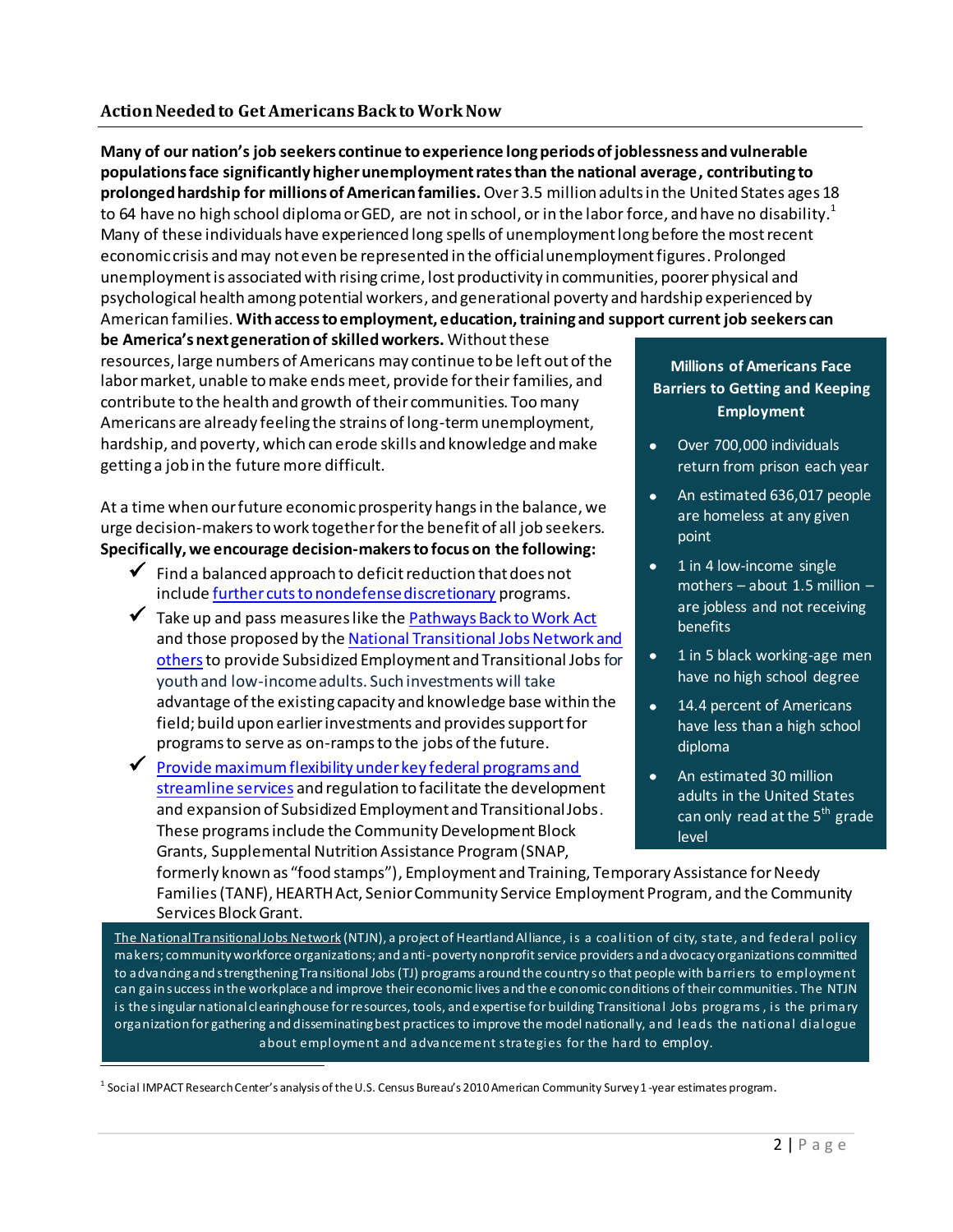## Action Needed to Get Americans Back to Work Now

**Many of our nation's job seekers continue to experience long periods of joblessness and vulnerable populations face significantly higher unemployment rates than the national average, contributing to prolonged hardship for millions of American families.** Over 3.5 million adults in the United States ages 18 to 64 have no high school diploma or GED, are not in school, or in the labor force, and have no disability.[1] Many of these individuals have experienced long spells of unemployment long before the most recent economic crisis and may not even be represented in the official unemployment figures. Prolonged unemployment is associated with rising crime, lost productivity in communities, poorer physical and psychological health among potential workers, and generational poverty and hardship experienced by American families. **With access to employment, education, training and support current job seekers can be America's next generation of skilled workers.** Without these resources, large numbers of Americans may continue to be left out of the labor market, unable to make ends meet, provide for their families, and contribute to the health and growth of their communities. Too many Americans are already feeling the strains of long-term unemployment, hardship, and poverty, which can erode skills and knowledge and make getting a job in the future more difficult.

At a time when our future economic prosperity hangs in the balance, we urge decision-makers to work together for the benefit of all job seekers. **Specifically, we encourage decision-makers to focus on the following:**

- ✓ Find a balanced approach to deficit reduction that does not include further cuts to nondefense discretionary programs.
- ✓ Take up and pass measures like the Pathways Back to Work Act and those proposed by the National Transitional Jobs Network and others to provide Subsidized Employment and Transitional Jobs for youth and low-income adults. Such investments will take advantage of the existing capacity and knowledge base within the field; build upon earlier investments and provides support for programs to serve as on-ramps to the jobs of the future.
- ✓ Provide maximum flexibility under key federal programs and streamline services and regulation to facilitate the development and expansion of Subsidized Employment and Transitional Jobs. These programs include the Community Development Block Grants, Supplemental Nutrition Assistance Program (SNAP, formerly known as "food stamps"), Employment and Training, Temporary Assistance for Needy Families (TANF), HEARTH Act, Senior Community Service Employment Program, and the Community Services Block Grant.

**Millions of Americans Face Barriers to Getting and Keeping Employment**

- Over 700,000 individuals return from prison each year
- An estimated 636,017 people are homeless at any given point
- 1 in 4 low-income single mothers – about 1.5 million – are jobless and not receiving benefits
- 1 in 5 black working-age men have no high school degree
- 14.4 percent of Americans have less than a high school diploma
- An estimated 30 million adults in the United States can only read at the 5th grade level

The National Transitional Jobs Network (NTJN), a project of Heartland Alliance, is a coalition of city, state, and federal policy makers; community workforce organizations; and anti-poverty nonprofit service providers and advocacy organizations committed to advancing and strengthening Transitional Jobs (TJ) programs around the country so that people with barriers to employment can gain success in the workplace and improve their economic lives and the economic conditions of their communities. The NTJN is the singular national clearinghouse for resources, tools, and expertise for building Transitional Jobs programs, is the primary organization for gathering and disseminating best practices to improve the model nationally, and leads the national dialogue about employment and advancement strategies for the hard to employ.

[1] Social IMPACT Research Center's analysis of the U.S. Census Bureau's 2010 American Community Survey 1-year estimates program.